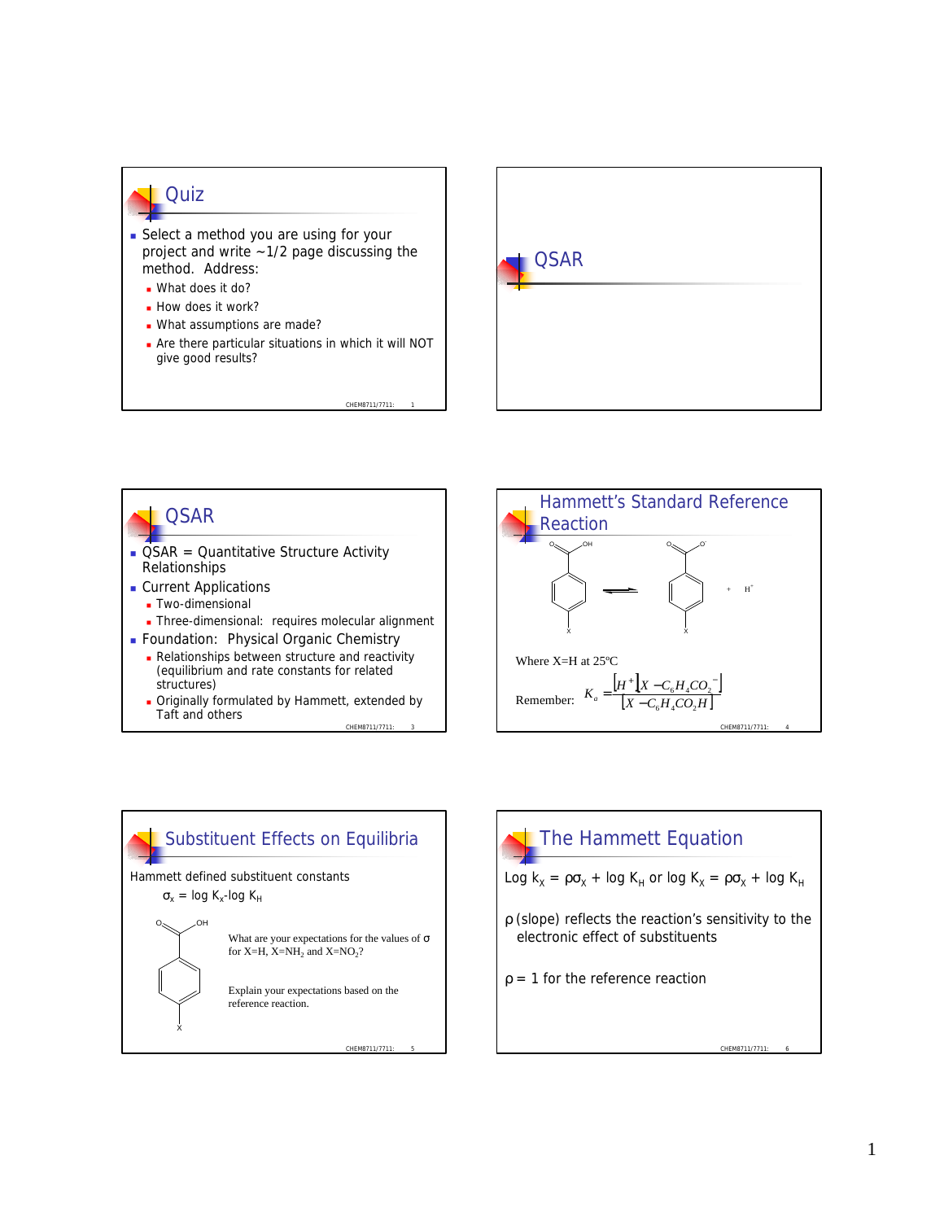## Quiz

- Select a method you are using for your project and write ~1/2 page discussing the method. Address:
  - What does it do?
  - How does it work?
  - What assumptions are made?
  - Are there particular situations in which it will NOT give good results?

## QSAR

## QSAR

- QSAR = Quantitative Structure Activity Relationships
- Current Applications
  - Two-dimensional
  - Three-dimensional: requires molecular alignment
- Foundation: Physical Organic Chemistry
  - Relationships between structure and reactivity (equilibrium and rate constants for related structures)
  - Originally formulated by Hammett, extended by Taft and others

## Hammett's Standard Reference Reaction

$X-C_6H_4CO_2H \rightleftharpoons X-C_6H_4CO_2^- + H^+$

Where X=H at 25ºC

Remember: $$K_a = \frac{[H^+][X-C_6H_4CO_2^-]}{[X-C_6H_4CO_2H]}$$

## Substituent Effects on Equilibria

Hammett defined substituent constants

$\sigma_X = \log K_X - \log K_H$

What are your expectations for the values of σ for X=H, X=$NH_2$ and X=$NO_2$?

Explain your expectations based on the reference reaction.

## The Hammett Equation

$\text{Log } k_X = \rho\sigma_X + \log k_H$ or $\log K_X = \rho\sigma_X + \log K_H$

ρ (slope) reflects the reaction's sensitivity to the electronic effect of substituents

ρ = 1 for the reference reaction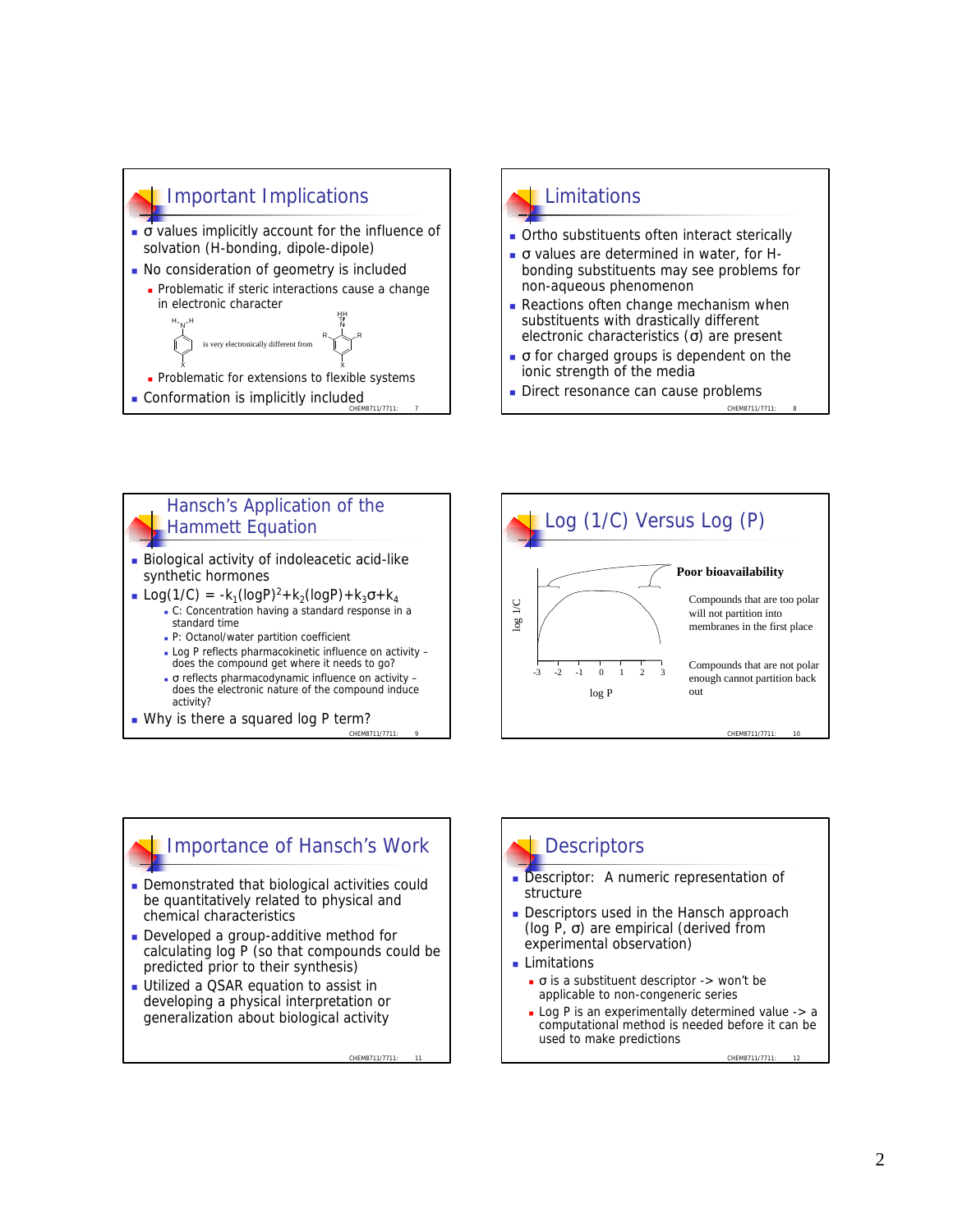## Important Implications

- σ values implicitly account for the influence of solvation (H-bonding, dipole-dipole)
- No consideration of geometry is included
  - Problematic if steric interactions cause a change in electronic character

    is very electronically different from

  - Problematic for extensions to flexible systems
- Conformation is implicitly included

## Limitations

- Ortho substituents often interact sterically
- σ values are determined in water, for H-bonding substituents may see problems for non-aqueous phenomenon
- Reactions often change mechanism when substituents with drastically different electronic characteristics (σ) are present
- σ for charged groups is dependent on the ionic strength of the media
- Direct resonance can cause problems

## Hansch's Application of the Hammett Equation

- Biological activity of indoleacetic acid-like synthetic hormones
- $\text{Log}(1/C) = -k_1(\log P)^2 + k_2(\log P) + k_3\sigma + k_4$
  - C: Concentration having a standard response in a standard time
  - P: Octanol/water partition coefficient
  - Log P reflects pharmacokinetic influence on activity – does the compound get where it needs to go?
  - σ reflects pharmacodynamic influence on activity – does the electronic nature of the compound induce activity?
- Why is there a squared log P term?

## Log (1/C) Versus Log (P)

**Poor bioavailability**

Compounds that are too polar will not partition into membranes in the first place

Compounds that are not polar enough cannot partition back out

## Importance of Hansch's Work

- Demonstrated that biological activities could be quantitatively related to physical and chemical characteristics
- Developed a group-additive method for calculating log P (so that compounds could be predicted prior to their synthesis)
- Utilized a QSAR equation to assist in developing a physical interpretation or generalization about biological activity

## Descriptors

- Descriptor: A numeric representation of structure
- Descriptors used in the Hansch approach (log P, σ) are empirical (derived from experimental observation)
- Limitations
  - σ is a substituent descriptor -> won't be applicable to non-congeneric series
  - Log P is an experimentally determined value -> a computational method is needed before it can be used to make predictions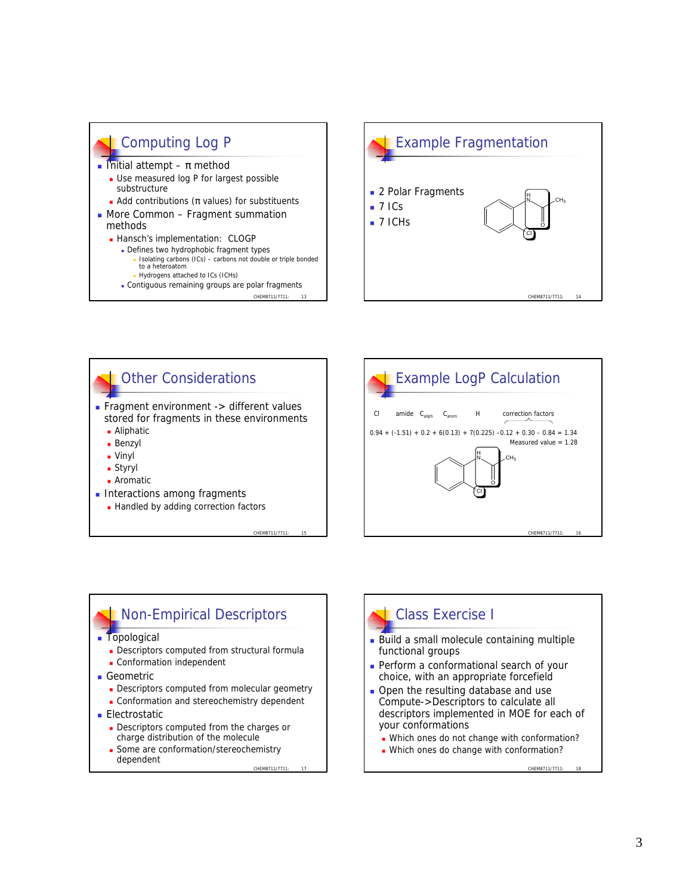## Computing Log P

- Initial attempt – π method
  - Use measured log P for largest possible substructure
  - Add contributions (π values) for substituents
- More Common – Fragment summation methods
  - Hansch's implementation: CLOGP
    - Defines two hydrophobic fragment types
      - Isolating carbons (ICs) – carbons not double or triple bonded to a heteroatom
      - Hydrogens attached to ICs (ICHs)
    - Contiguous remaining groups are polar fragments

## Example Fragmentation

- 2 Polar Fragments
- 7 ICs
- 7 ICHs

## Other Considerations

- Fragment environment -> different values stored for fragments in these environments
  - Aliphatic
  - Benzyl
  - Vinyl
  - Styryl
  - Aromatic
- Interactions among fragments
  - Handled by adding correction factors

## Example LogP Calculation

Cl   amide   $C_{aliph}$   $C_{arom}$   H   correction factors

0.94 + (-1.51) + 0.2 + 6(0.13) + 7(0.225) –0.12 + 0.30 – 0.84 = 1.34

Measured value = 1.28

## Non-Empirical Descriptors

- Topological
  - Descriptors computed from structural formula
  - Conformation independent
- Geometric
  - Descriptors computed from molecular geometry
  - Conformation and stereochemistry dependent
- Electrostatic
  - Descriptors computed from the charges or charge distribution of the molecule
  - Some are conformation/stereochemistry dependent

## Class Exercise I

- Build a small molecule containing multiple functional groups
- Perform a conformational search of your choice, with an appropriate forcefield
- Open the resulting database and use Compute->Descriptors to calculate all descriptors implemented in MOE for each of your conformations
  - Which ones do not change with conformation?
  - Which ones do change with conformation?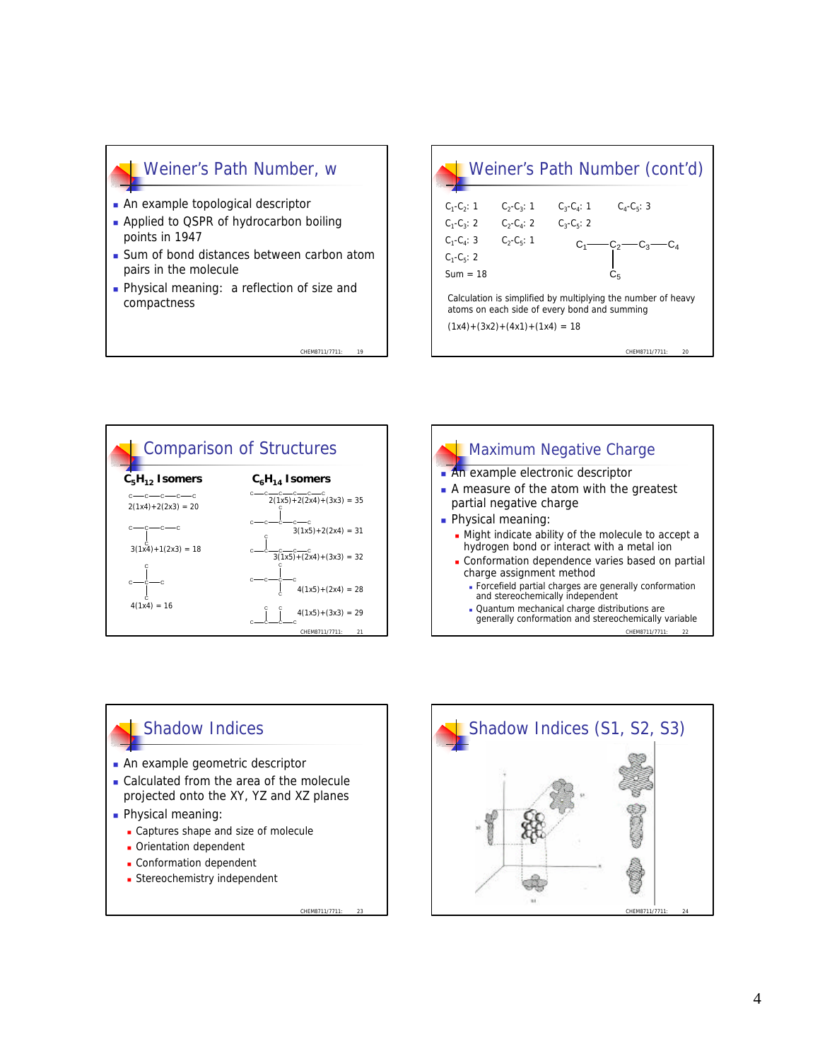## Weiner's Path Number, w

- An example topological descriptor
- Applied to QSPR of hydrocarbon boiling points in 1947
- Sum of bond distances between carbon atom pairs in the molecule
- Physical meaning: a reflection of size and compactness

## Weiner's Path Number (cont'd)

| | | | |
|---|---|---|---|
| $C_1$-$C_2$: 1 | $C_2$-$C_3$: 1 | $C_3$-$C_4$: 1 | $C_4$-$C_5$: 3 |
| $C_1$-$C_3$: 2 | $C_2$-$C_4$: 2 | $C_3$-$C_5$: 2 | |
| $C_1$-$C_4$: 3 | $C_2$-$C_5$: 1 | | |
| $C_1$-$C_5$: 2 | | | |
| Sum = 18 | | | |

$C_1$—$C_2$—$C_3$—$C_4$ (with $C_5$ attached to $C_2$)

Calculation is simplified by multiplying the number of heavy atoms on each side of every bond and summing

(1x4)+(3x2)+(4x1)+(1x4) = 18

## Comparison of Structures

**$C_5H_{12}$ Isomers**

- c—c—c—c—c: 2(1x4)+2(2x3) = 20
- c—c(c)—c—c: 3(1x4)+1(2x3) = 18
- c—c(c)(c)—c: 4(1x4) = 16

**$C_6H_{14}$ Isomers**

- c—c—c—c—c—c: 2(1x5)+2(2x4)+(3x3) = 35
- 3(1x5)+2(2x4) = 31
- 3(1x5)+(2x4)+(3x3) = 32
- 4(1x5)+(2x4) = 28
- 4(1x5)+(3x3) = 29

## Maximum Negative Charge

- An example electronic descriptor
- A measure of the atom with the greatest partial negative charge
- Physical meaning:
  - Might indicate ability of the molecule to accept a hydrogen bond or interact with a metal ion
  - Conformation dependence varies based on partial charge assignment method
    - Forcefield partial charges are generally conformation and stereochemically independent
    - Quantum mechanical charge distributions are generally conformation and stereochemically variable

## Shadow Indices

- An example geometric descriptor
- Calculated from the area of the molecule projected onto the XY, YZ and XZ planes
- Physical meaning:
  - Captures shape and size of molecule
  - Orientation dependent
  - Conformation dependent
  - Stereochemistry independent

## Shadow Indices (S1, S2, S3)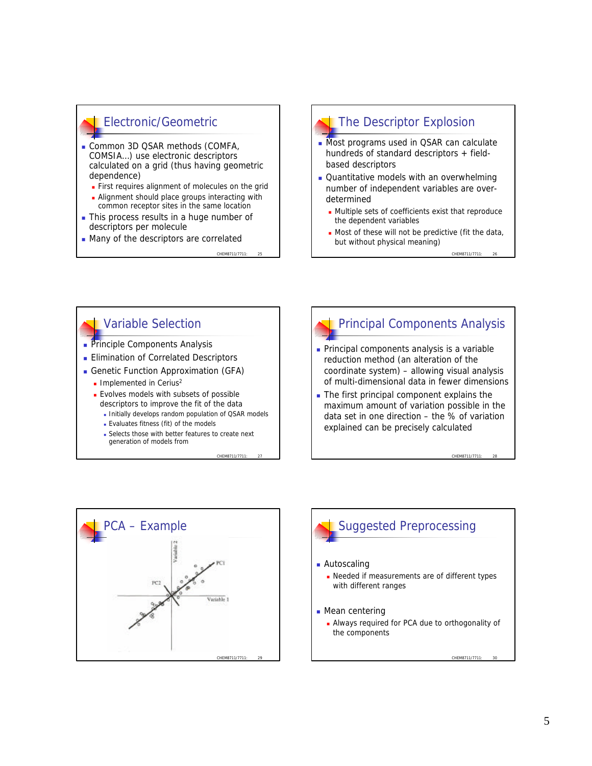## Electronic/Geometric

- Common 3D QSAR methods (COMFA, COMSIA…) use electronic descriptors calculated on a grid (thus having geometric dependence)
  - First requires alignment of molecules on the grid
  - Alignment should place groups interacting with common receptor sites in the same location
- This process results in a huge number of descriptors per molecule
- Many of the descriptors are correlated

## The Descriptor Explosion

- Most programs used in QSAR can calculate hundreds of standard descriptors + field-based descriptors
- Quantitative models with an overwhelming number of independent variables are over-determined
  - Multiple sets of coefficients exist that reproduce the dependent variables
  - Most of these will not be predictive (fit the data, but without physical meaning)

## Variable Selection

- Principle Components Analysis
- Elimination of Correlated Descriptors
- Genetic Function Approximation (GFA)
  - Implemented in Cerius[2]
  - Evolves models with subsets of possible descriptors to improve the fit of the data
    - Initially develops random population of QSAR models
    - Evaluates fitness (fit) of the models
    - Selects those with better features to create next generation of models from

## Principal Components Analysis

- Principal components analysis is a variable reduction method (an alteration of the coordinate system) – allowing visual analysis of multi-dimensional data in fewer dimensions
- The first principal component explains the maximum amount of variation possible in the data set in one direction – the % of variation explained can be precisely calculated

## PCA – Example

## Suggested Preprocessing

- Autoscaling
  - Needed if measurements are of different types with different ranges
- Mean centering
  - Always required for PCA due to orthogonality of the components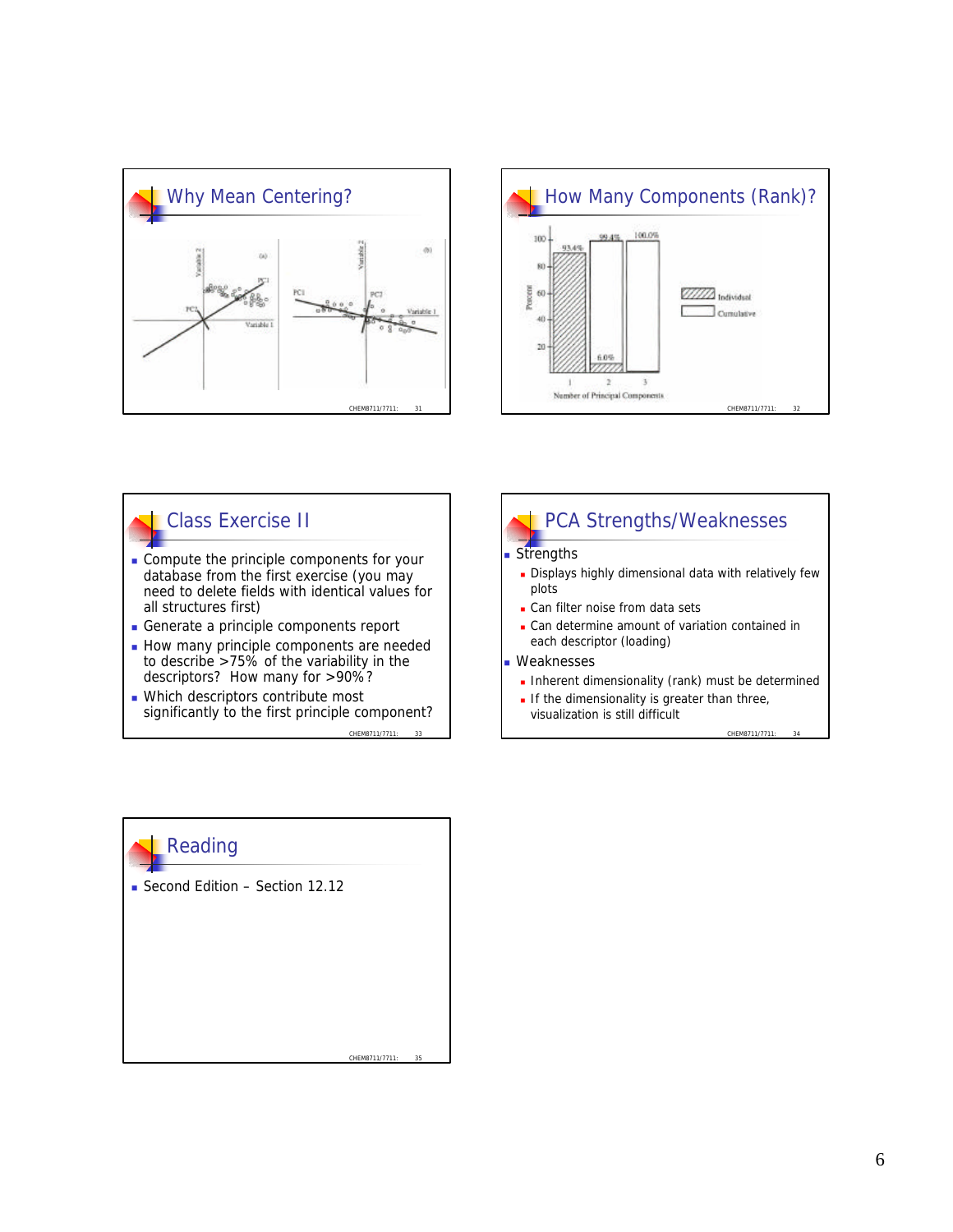## Why Mean Centering?

(a)

Variable 2

PC1

PC2

Variable 1

(b)

Variable 2

PC1

PC2

Variable 1

## How Many Components (Rank)?

100

80

60

40

20

Percent

93.4%

99.4%

100.0%

6.0%

1

2

3

Number of Principal Components

Individual

Cumulative

## Class Exercise II

- Compute the principle components for your database from the first exercise (you may need to delete fields with identical values for all structures first)
- Generate a principle components report
- How many principle components are needed to describe >75% of the variability in the descriptors? How many for >90%?
- Which descriptors contribute most significantly to the first principle component?

## PCA Strengths/Weaknesses

- Strengths
  - Displays highly dimensional data with relatively few plots
  - Can filter noise from data sets
  - Can determine amount of variation contained in each descriptor (loading)
- Weaknesses
  - Inherent dimensionality (rank) must be determined
  - If the dimensionality is greater than three, visualization is still difficult

## Reading

- Second Edition – Section 12.12